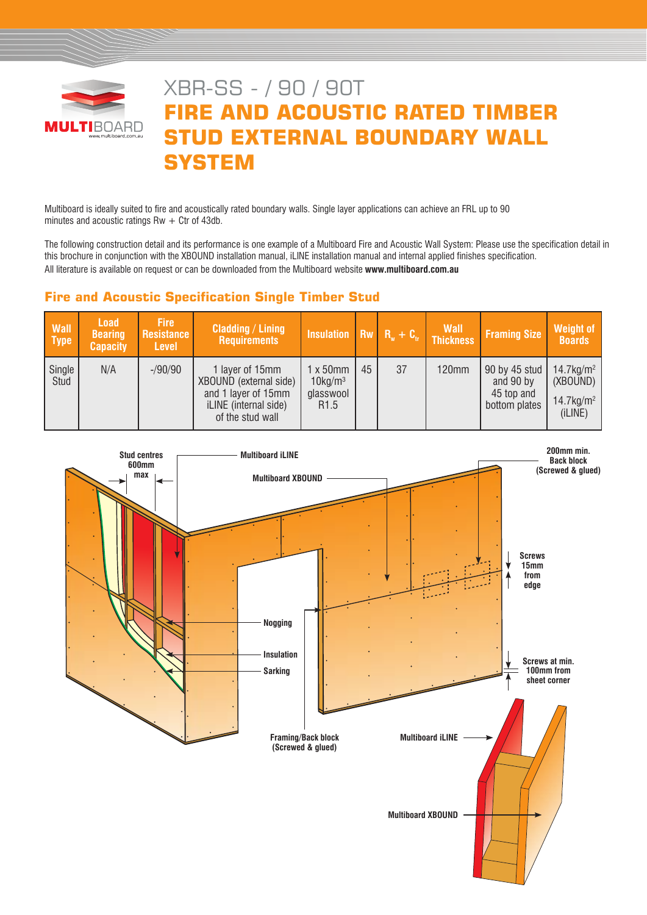# XBR-SS - / 90 / 90T

# FIRE AND ACOUSTIC RATED TIMBER STUD EXTERNAL BOUNDARY WALL SYSTEM

Multiboard is ideally suited to fire and acoustically rated boundary walls. Single layer applications can achieve an FRL up to 90 minutes and acoustic ratings Rw + Ctr of 43db.

The following construction detail and its performance is one example of a Multiboard Fire and Acoustic Wall System: Please use the specification detail in this brochure in conjunction with the XBOUND installation manual, iLINE installation manual and internal applied finishes specification.
All literature is available on request or can be downloaded from the Multiboard website **www.multiboard.com.au**

## Fire and Acoustic Specification Single Timber Stud

| Wall Type | Load Bearing Capacity | Fire Resistance Level | Cladding / Lining Requirements | Insulation | Rw | $R_w + C_{tr}$ | Wall Thickness | Framing Size | Weight of Boards |
|---|---|---|---|---|---|---|---|---|---|
| Single Stud | N/A | -/90/90 | 1 layer of 15mm XBOUND (external side) and 1 layer of 15mm iLINE (internal side) of the stud wall | 1 x 50mm 10kg/m³ glasswool R1.5 | 45 | 37 | 120mm | 90 by 45 stud and 90 by 45 top and bottom plates | 14.7kg/m² (XBOUND) 14.7kg/m² (iLINE) |

Stud centres 600mm max

Multiboard iLINE

Multiboard XBOUND

200mm min. Back block (Screwed & glued)

Screws 15mm from edge

Nogging

Insulation

Sarking

Screws at min. 100mm from sheet corner

Framing/Back block (Screwed & glued)

Multiboard iLINE

Multiboard XBOUND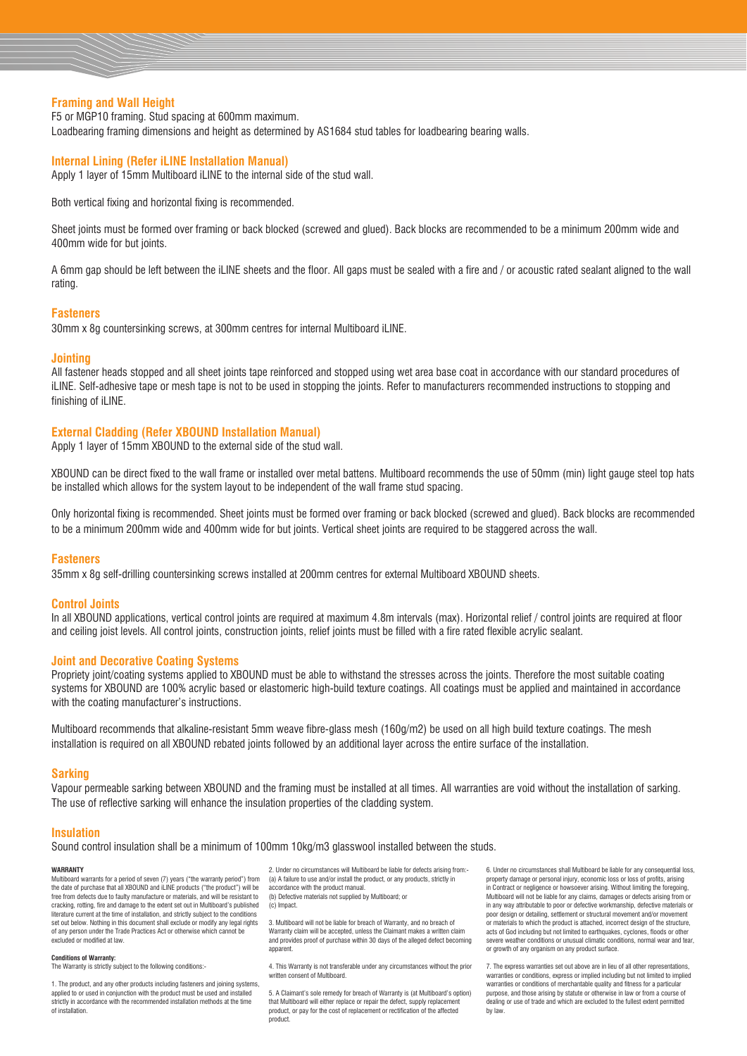## Framing and Wall Height

F5 or MGP10 framing. Stud spacing at 600mm maximum.
Loadbearing framing dimensions and height as determined by AS1684 stud tables for loadbearing bearing walls.

## Internal Lining (Refer iLINE Installation Manual)

Apply 1 layer of 15mm Multiboard iLINE to the internal side of the stud wall.

Both vertical fixing and horizontal fixing is recommended.

Sheet joints must be formed over framing or back blocked (screwed and glued). Back blocks are recommended to be a minimum 200mm wide and 400mm wide for but joints.

A 6mm gap should be left between the iLINE sheets and the floor. All gaps must be sealed with a fire and / or acoustic rated sealant aligned to the wall rating.

## Fasteners

30mm x 8g countersinking screws, at 300mm centres for internal Multiboard iLINE.

## Jointing

All fastener heads stopped and all sheet joints tape reinforced and stopped using wet area base coat in accordance with our standard procedures of iLINE. Self-adhesive tape or mesh tape is not to be used in stopping the joints. Refer to manufacturers recommended instructions to stopping and finishing of iLINE.

## External Cladding (Refer XBOUND Installation Manual)

Apply 1 layer of 15mm XBOUND to the external side of the stud wall.

XBOUND can be direct fixed to the wall frame or installed over metal battens. Multiboard recommends the use of 50mm (min) light gauge steel top hats be installed which allows for the system layout to be independent of the wall frame stud spacing.

Only horizontal fixing is recommended. Sheet joints must be formed over framing or back blocked (screwed and glued). Back blocks are recommended to be a minimum 200mm wide and 400mm wide for but joints. Vertical sheet joints are required to be staggered across the wall.

## Fasteners

35mm x 8g self-drilling countersinking screws installed at 200mm centres for external Multiboard XBOUND sheets.

## Control Joints

In all XBOUND applications, vertical control joints are required at maximum 4.8m intervals (max). Horizontal relief / control joints are required at floor and ceiling joist levels. All control joints, construction joints, relief joints must be filled with a fire rated flexible acrylic sealant.

## Joint and Decorative Coating Systems

Propriety joint/coating systems applied to XBOUND must be able to withstand the stresses across the joints. Therefore the most suitable coating systems for XBOUND are 100% acrylic based or elastomeric high-build texture coatings. All coatings must be applied and maintained in accordance with the coating manufacturer's instructions.

Multiboard recommends that alkaline-resistant 5mm weave fibre-glass mesh (160g/m2) be used on all high build texture coatings. The mesh installation is required on all XBOUND rebated joints followed by an additional layer across the entire surface of the installation.

## Sarking

Vapour permeable sarking between XBOUND and the framing must be installed at all times. All warranties are void without the installation of sarking. The use of reflective sarking will enhance the insulation properties of the cladding system.

## Insulation

Sound control insulation shall be a minimum of 100mm 10kg/m3 glasswool installed between the studs.

**WARRANTY**

Multiboard warrants for a period of seven (7) years ("the warranty period") from the date of purchase that all XBOUND and iLINE products ("the product") will be free from defects due to faulty manufacture or materials, and will be resistant to cracking, rotting, fire and damage to the extent set out in Multiboard's published literature current at the time of installation, and strictly subject to the conditions set out below. Nothing in this document shall exclude or modify any legal rights of any person under the Trade Practices Act or otherwise which cannot be excluded or modified at law.

**Conditions of Warranty:**

The Warranty is strictly subject to the following conditions:-

1. The product, and any other products including fasteners and joining systems, applied to or used in conjunction with the product must be used and installed strictly in accordance with the recommended installation methods at the time of installation.

2. Under no circumstances will Multiboard be liable for defects arising from:-
(a) A failure to use and/or install the product, or any products, strictly in accordance with the product manual.
(b) Defective materials not supplied by Multiboard; or
(c) Impact.

3. Multiboard will not be liable for breach of Warranty, and no breach of Warranty claim will be accepted, unless the Claimant makes a written claim and provides proof of purchase within 30 days of the alleged defect becoming apparent.

4. This Warranty is not transferable under any circumstances without the prior written consent of Multiboard.

5. A Claimant's sole remedy for breach of Warranty is (at Multiboard's option) that Multiboard will either replace or repair the defect, supply replacement product, or pay for the cost of replacement or rectification of the affected product.

6. Under no circumstances shall Multiboard be liable for any consequential loss, property damage or personal injury, economic loss or loss of profits, arising in Contract or negligence or howsoever arising. Without limiting the foregoing, Multiboard will not be liable for any claims, damages or defects arising from or in any way attributable to poor or defective workmanship, defective materials or poor design or detailing, settlement or structural movement and/or movement or materials to which the product is attached, incorrect design of the structure, acts of God including but not limited to earthquakes, cyclones, floods or other severe weather conditions or unusual climatic conditions, normal wear and tear, or growth of any organism on any product surface.

7. The express warranties set out above are in lieu of all other representations, warranties or conditions, express or implied including but not limited to implied warranties or conditions of merchantable quality and fitness for a particular purpose, and those arising by statute or otherwise in law or from a course of dealing or use of trade and which are excluded to the fullest extent permitted by law.